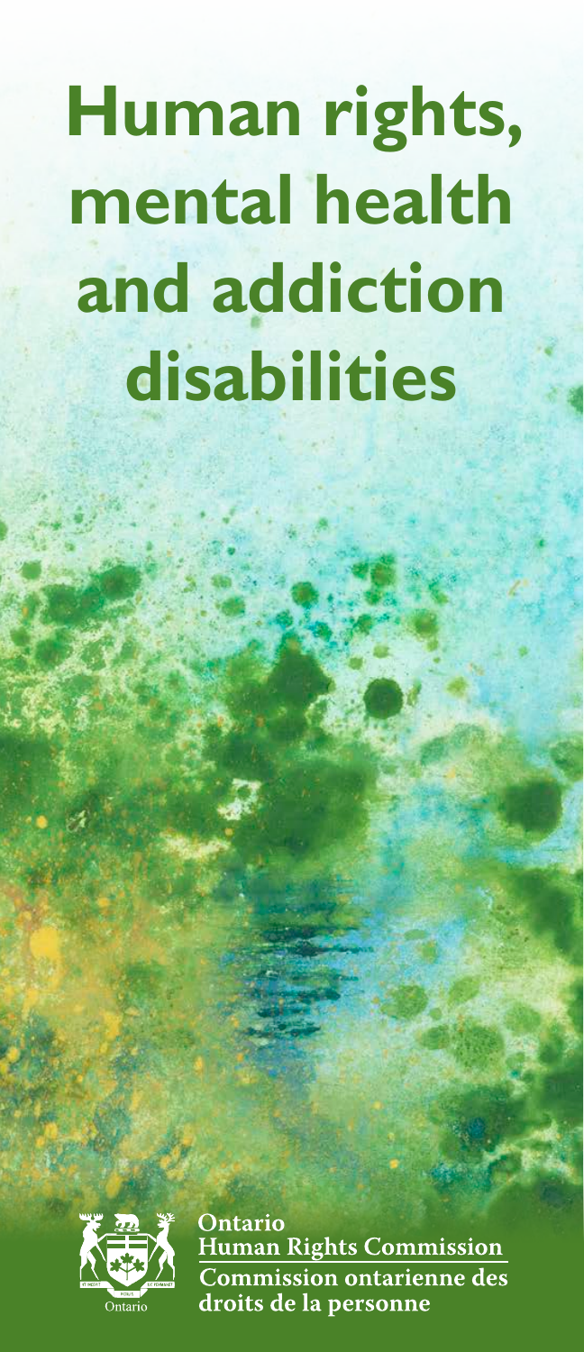# Human rights, mental health and addiction disabilities

Ontario
Human Rights Commission
Commission ontarienne des droits de la personne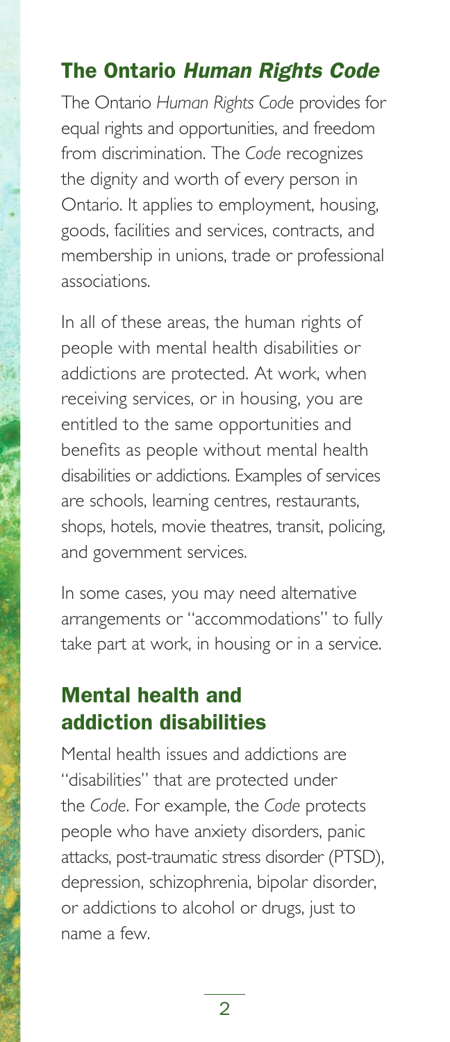## The Ontario *Human Rights Code*

The Ontario *Human Rights Code* provides for equal rights and opportunities, and freedom from discrimination. The *Code* recognizes the dignity and worth of every person in Ontario. It applies to employment, housing, goods, facilities and services, contracts, and membership in unions, trade or professional associations.

In all of these areas, the human rights of people with mental health disabilities or addictions are protected. At work, when receiving services, or in housing, you are entitled to the same opportunities and benefits as people without mental health disabilities or addictions. Examples of services are schools, learning centres, restaurants, shops, hotels, movie theatres, transit, policing, and government services.

In some cases, you may need alternative arrangements or "accommodations" to fully take part at work, in housing or in a service.

## Mental health and addiction disabilities

Mental health issues and addictions are "disabilities" that are protected under the *Code*. For example, the *Code* protects people who have anxiety disorders, panic attacks, post-traumatic stress disorder (PTSD), depression, schizophrenia, bipolar disorder, or addictions to alcohol or drugs, just to name a few.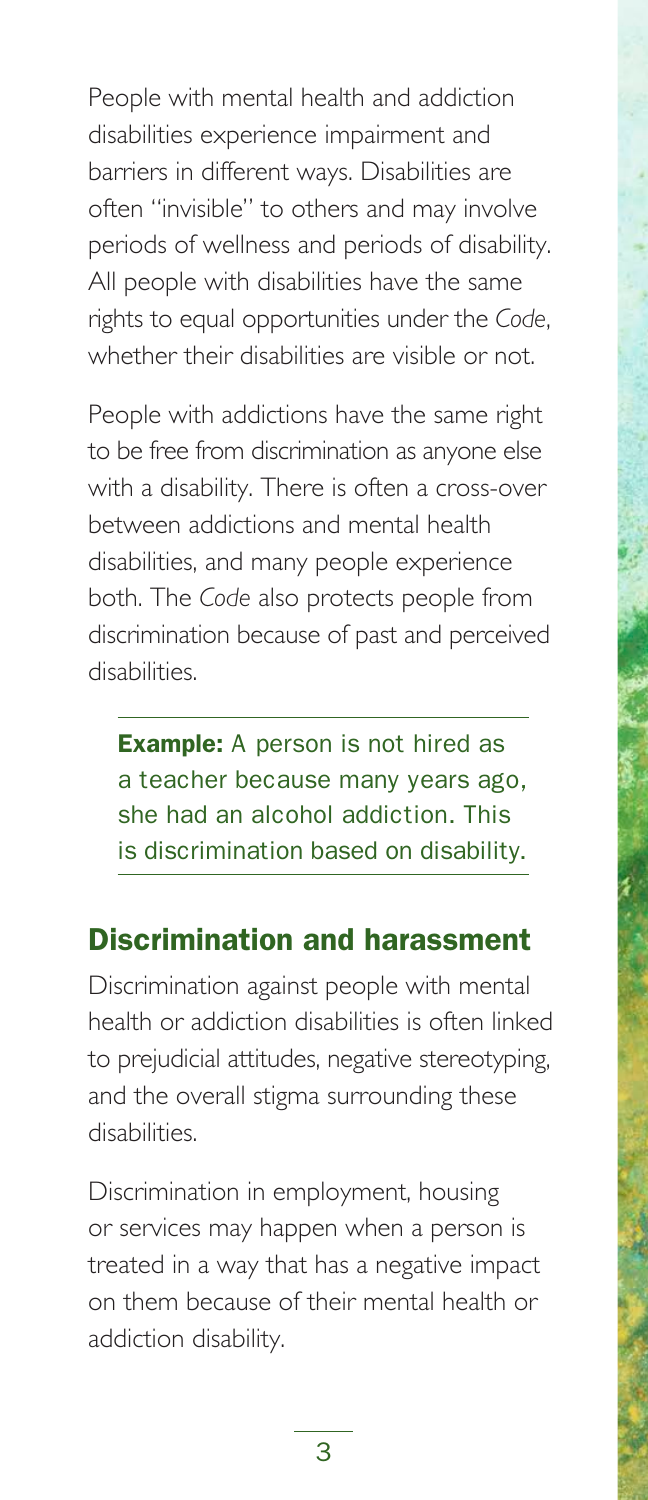People with mental health and addiction disabilities experience impairment and barriers in different ways. Disabilities are often "invisible" to others and may involve periods of wellness and periods of disability. All people with disabilities have the same rights to equal opportunities under the *Code*, whether their disabilities are visible or not.

People with addictions have the same right to be free from discrimination as anyone else with a disability. There is often a cross-over between addictions and mental health disabilities, and many people experience both. The *Code* also protects people from discrimination because of past and perceived disabilities.

---

**Example:** A person is not hired as a teacher because many years ago, she had an alcohol addiction. This is discrimination based on disability.

---

## Discrimination and harassment

Discrimination against people with mental health or addiction disabilities is often linked to prejudicial attitudes, negative stereotyping, and the overall stigma surrounding these disabilities.

Discrimination in employment, housing or services may happen when a person is treated in a way that has a negative impact on them because of their mental health or addiction disability.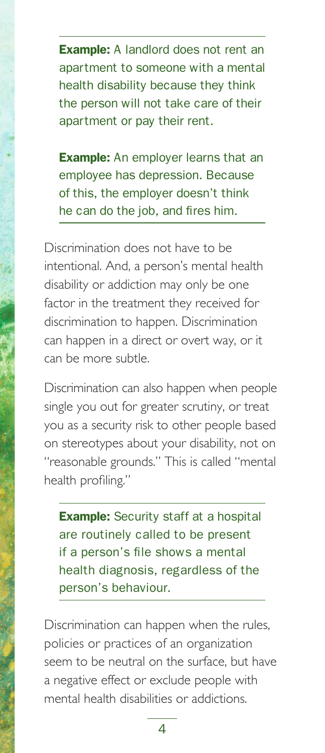**Example:** A landlord does not rent an apartment to someone with a mental health disability because they think the person will not take care of their apartment or pay their rent.

**Example:** An employer learns that an employee has depression. Because of this, the employer doesn't think he can do the job, and fires him.

Discrimination does not have to be intentional. And, a person's mental health disability or addiction may only be one factor in the treatment they received for discrimination to happen. Discrimination can happen in a direct or overt way, or it can be more subtle.

Discrimination can also happen when people single you out for greater scrutiny, or treat you as a security risk to other people based on stereotypes about your disability, not on "reasonable grounds." This is called "mental health profiling."

**Example:** Security staff at a hospital are routinely called to be present if a person's file shows a mental health diagnosis, regardless of the person's behaviour.

Discrimination can happen when the rules, policies or practices of an organization seem to be neutral on the surface, but have a negative effect or exclude people with mental health disabilities or addictions.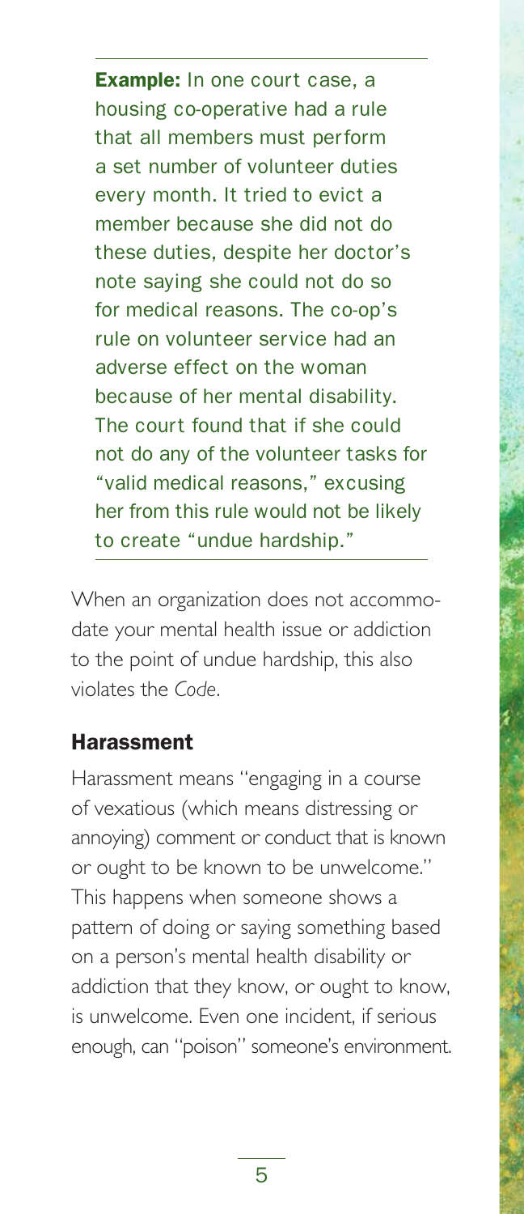**Example:** In one court case, a housing co-operative had a rule that all members must perform a set number of volunteer duties every month. It tried to evict a member because she did not do these duties, despite her doctor's note saying she could not do so for medical reasons. The co-op's rule on volunteer service had an adverse effect on the woman because of her mental disability. The court found that if she could not do any of the volunteer tasks for "valid medical reasons," excusing her from this rule would not be likely to create "undue hardship."

When an organization does not accommodate your mental health issue or addiction to the point of undue hardship, this also violates the *Code*.

## Harassment

Harassment means "engaging in a course of vexatious (which means distressing or annoying) comment or conduct that is known or ought to be known to be unwelcome." This happens when someone shows a pattern of doing or saying something based on a person's mental health disability or addiction that they know, or ought to know, is unwelcome. Even one incident, if serious enough, can "poison" someone's environment.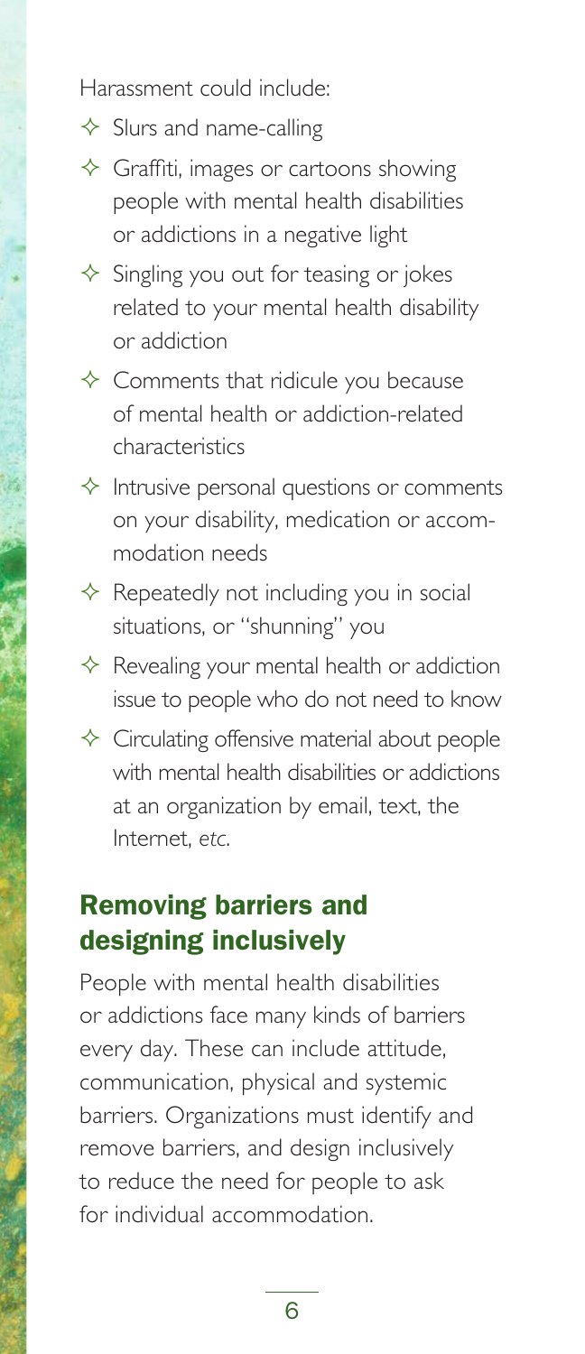Harassment could include:

- Slurs and name-calling
- Graffiti, images or cartoons showing people with mental health disabilities or addictions in a negative light
- Singling you out for teasing or jokes related to your mental health disability or addiction
- Comments that ridicule you because of mental health or addiction-related characteristics
- Intrusive personal questions or comments on your disability, medication or accommodation needs
- Repeatedly not including you in social situations, or "shunning" you
- Revealing your mental health or addiction issue to people who do not need to know
- Circulating offensive material about people with mental health disabilities or addictions at an organization by email, text, the Internet, *etc*.

## Removing barriers and designing inclusively

People with mental health disabilities or addictions face many kinds of barriers every day. These can include attitude, communication, physical and systemic barriers. Organizations must identify and remove barriers, and design inclusively to reduce the need for people to ask for individual accommodation.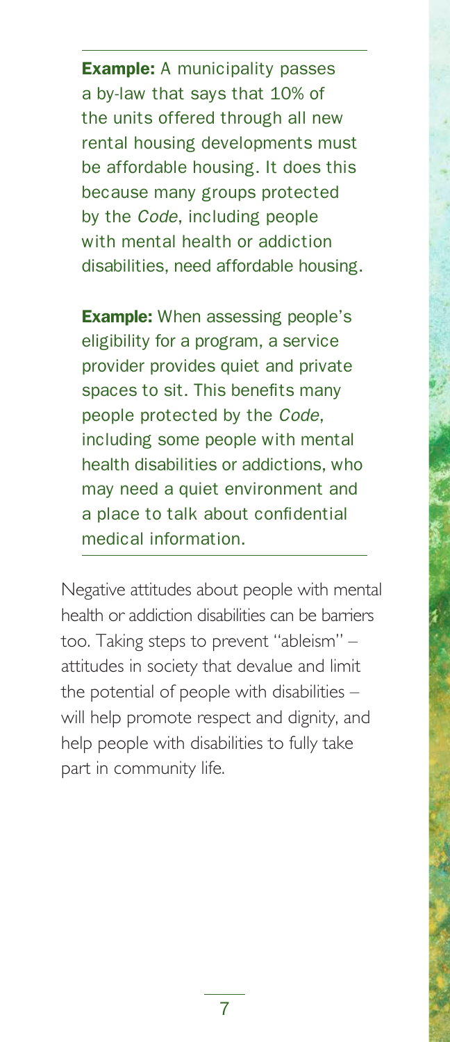**Example:** A municipality passes a by-law that says that 10% of the units offered through all new rental housing developments must be affordable housing. It does this because many groups protected by the *Code*, including people with mental health or addiction disabilities, need affordable housing.

**Example:** When assessing people's eligibility for a program, a service provider provides quiet and private spaces to sit. This benefits many people protected by the *Code*, including some people with mental health disabilities or addictions, who may need a quiet environment and a place to talk about confidential medical information.

Negative attitudes about people with mental health or addiction disabilities can be barriers too. Taking steps to prevent "ableism" – attitudes in society that devalue and limit the potential of people with disabilities – will help promote respect and dignity, and help people with disabilities to fully take part in community life.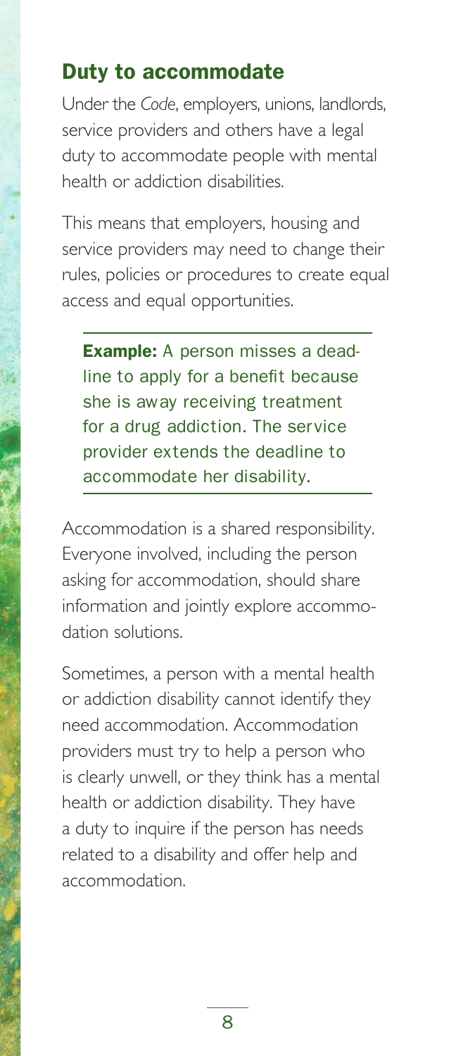## Duty to accommodate

Under the *Code*, employers, unions, landlords, service providers and others have a legal duty to accommodate people with mental health or addiction disabilities.

This means that employers, housing and service providers may need to change their rules, policies or procedures to create equal access and equal opportunities.

> **Example:** A person misses a deadline to apply for a benefit because she is away receiving treatment for a drug addiction. The service provider extends the deadline to accommodate her disability.

Accommodation is a shared responsibility. Everyone involved, including the person asking for accommodation, should share information and jointly explore accommodation solutions.

Sometimes, a person with a mental health or addiction disability cannot identify they need accommodation. Accommodation providers must try to help a person who is clearly unwell, or they think has a mental health or addiction disability. They have a duty to inquire if the person has needs related to a disability and offer help and accommodation.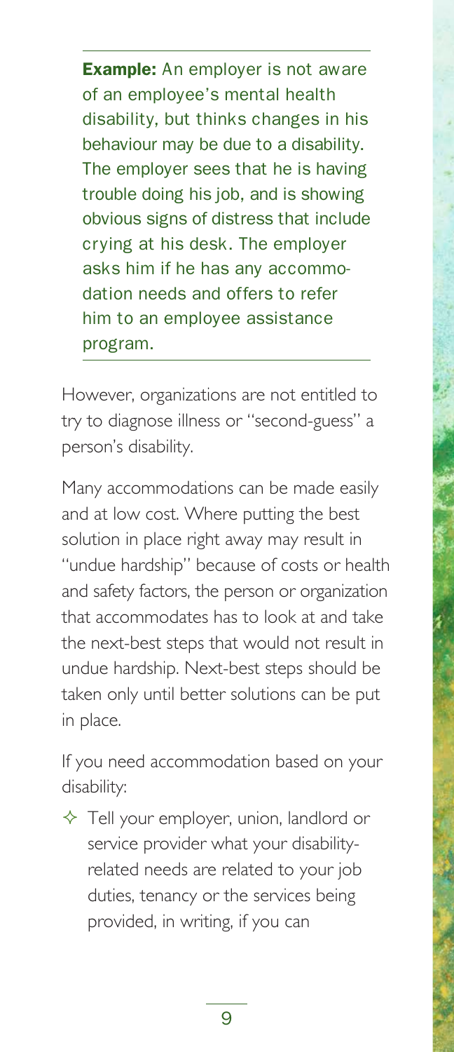**Example:** An employer is not aware of an employee's mental health disability, but thinks changes in his behaviour may be due to a disability. The employer sees that he is having trouble doing his job, and is showing obvious signs of distress that include crying at his desk. The employer asks him if he has any accommodation needs and offers to refer him to an employee assistance program.

However, organizations are not entitled to try to diagnose illness or "second-guess" a person's disability.

Many accommodations can be made easily and at low cost. Where putting the best solution in place right away may result in "undue hardship" because of costs or health and safety factors, the person or organization that accommodates has to look at and take the next-best steps that would not result in undue hardship. Next-best steps should be taken only until better solutions can be put in place.

If you need accommodation based on your disability:

- Tell your employer, union, landlord or service provider what your disability-related needs are related to your job duties, tenancy or the services being provided, in writing, if you can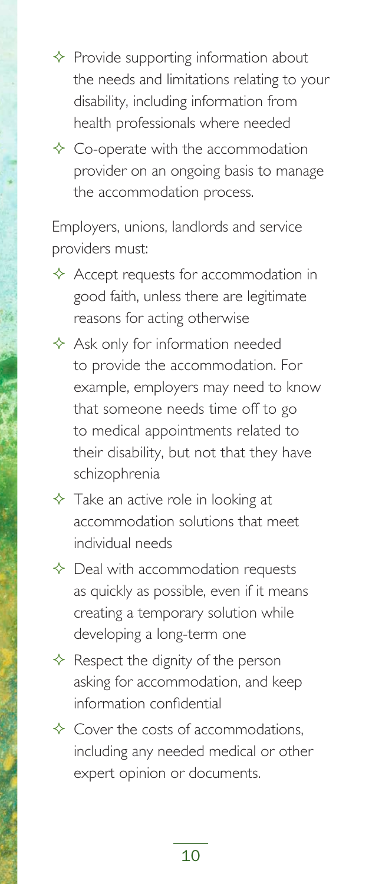- Provide supporting information about the needs and limitations relating to your disability, including information from health professionals where needed
- Co-operate with the accommodation provider on an ongoing basis to manage the accommodation process.

Employers, unions, landlords and service providers must:

- Accept requests for accommodation in good faith, unless there are legitimate reasons for acting otherwise
- Ask only for information needed to provide the accommodation. For example, employers may need to know that someone needs time off to go to medical appointments related to their disability, but not that they have schizophrenia
- Take an active role in looking at accommodation solutions that meet individual needs
- Deal with accommodation requests as quickly as possible, even if it means creating a temporary solution while developing a long-term one
- Respect the dignity of the person asking for accommodation, and keep information confidential
- Cover the costs of accommodations, including any needed medical or other expert opinion or documents.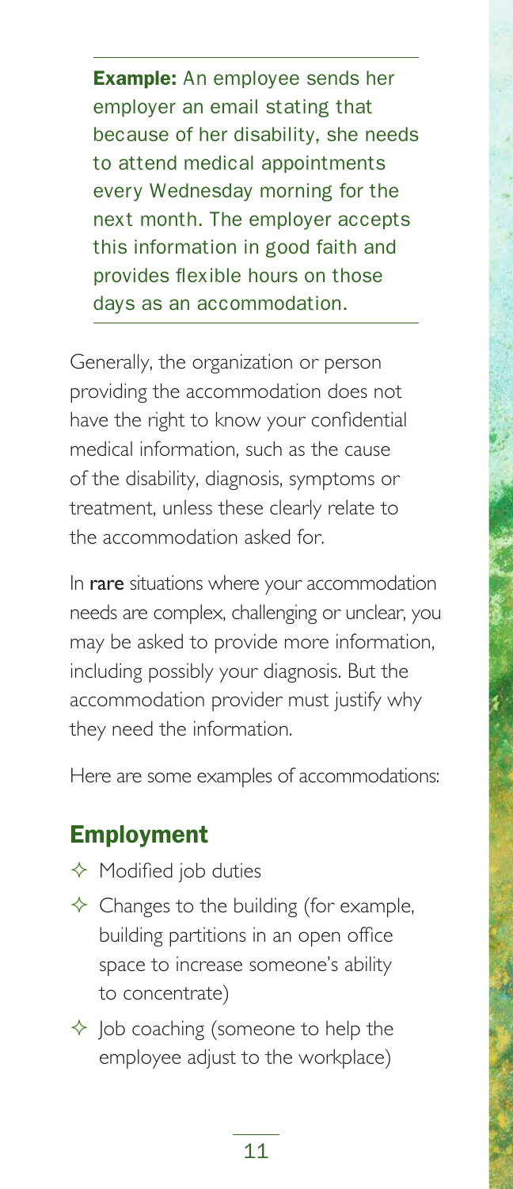**Example:** An employee sends her employer an email stating that because of her disability, she needs to attend medical appointments every Wednesday morning for the next month. The employer accepts this information in good faith and provides flexible hours on those days as an accommodation.

Generally, the organization or person providing the accommodation does not have the right to know your confidential medical information, such as the cause of the disability, diagnosis, symptoms or treatment, unless these clearly relate to the accommodation asked for.

In **rare** situations where your accommodation needs are complex, challenging or unclear, you may be asked to provide more information, including possibly your diagnosis. But the accommodation provider must justify why they need the information.

Here are some examples of accommodations:

## Employment

- Modified job duties
- Changes to the building (for example, building partitions in an open office space to increase someone's ability to concentrate)
- Job coaching (someone to help the employee adjust to the workplace)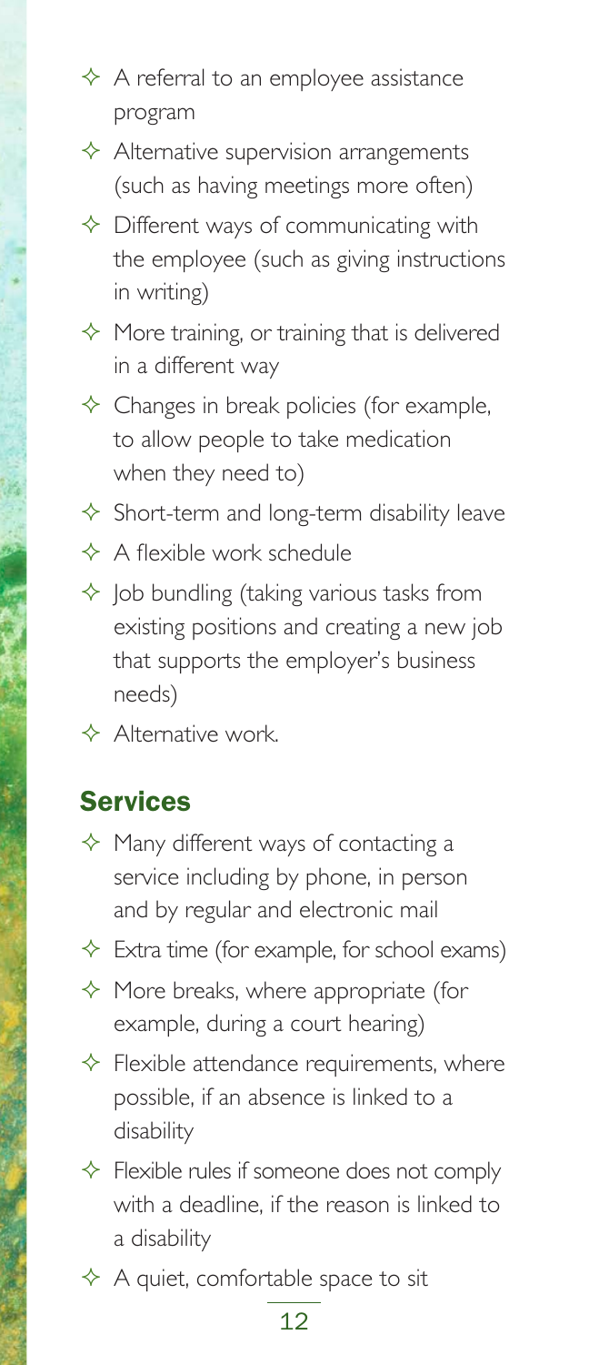- A referral to an employee assistance program
- Alternative supervision arrangements (such as having meetings more often)
- Different ways of communicating with the employee (such as giving instructions in writing)
- More training, or training that is delivered in a different way
- Changes in break policies (for example, to allow people to take medication when they need to)
- Short-term and long-term disability leave
- A flexible work schedule
- Job bundling (taking various tasks from existing positions and creating a new job that supports the employer's business needs)
- Alternative work.

## Services

- Many different ways of contacting a service including by phone, in person and by regular and electronic mail
- Extra time (for example, for school exams)
- More breaks, where appropriate (for example, during a court hearing)
- Flexible attendance requirements, where possible, if an absence is linked to a disability
- Flexible rules if someone does not comply with a deadline, if the reason is linked to a disability
- A quiet, comfortable space to sit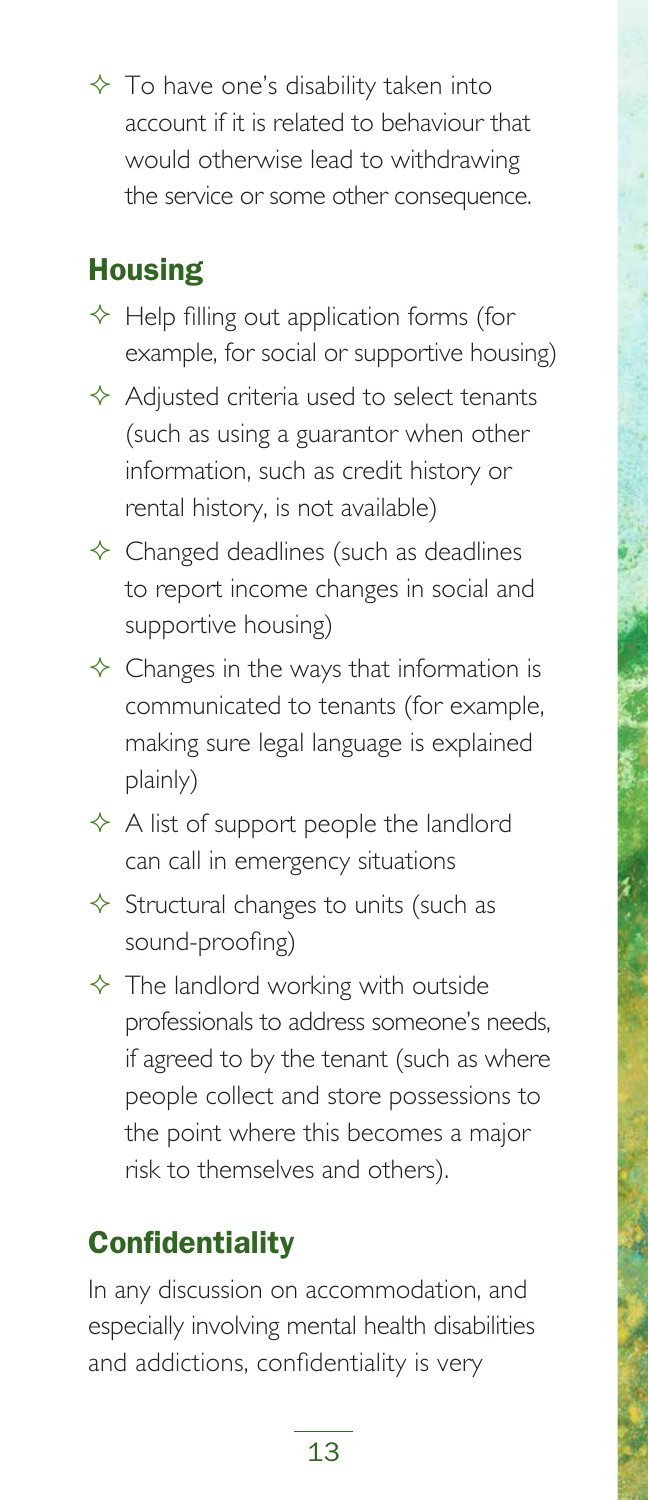- To have one's disability taken into account if it is related to behaviour that would otherwise lead to withdrawing the service or some other consequence.

## Housing

- Help filling out application forms (for example, for social or supportive housing)
- Adjusted criteria used to select tenants (such as using a guarantor when other information, such as credit history or rental history, is not available)
- Changed deadlines (such as deadlines to report income changes in social and supportive housing)
- Changes in the ways that information is communicated to tenants (for example, making sure legal language is explained plainly)
- A list of support people the landlord can call in emergency situations
- Structural changes to units (such as sound-proofing)
- The landlord working with outside professionals to address someone's needs, if agreed to by the tenant (such as where people collect and store possessions to the point where this becomes a major risk to themselves and others).

## Confidentiality

In any discussion on accommodation, and especially involving mental health disabilities and addictions, confidentiality is very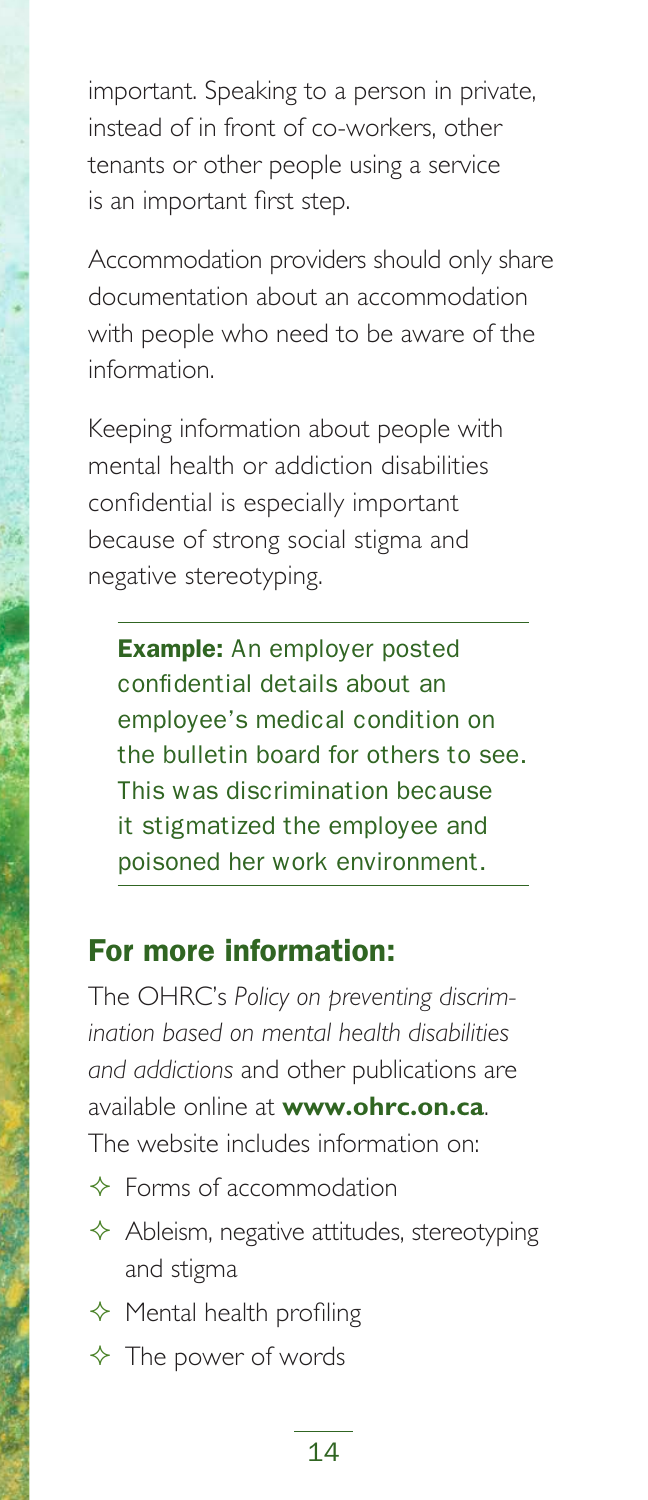important. Speaking to a person in private, instead of in front of co-workers, other tenants or other people using a service is an important first step.

Accommodation providers should only share documentation about an accommodation with people who need to be aware of the information.

Keeping information about people with mental health or addiction disabilities confidential is especially important because of strong social stigma and negative stereotyping.

**Example:** An employer posted confidential details about an employee's medical condition on the bulletin board for others to see. This was discrimination because it stigmatized the employee and poisoned her work environment.

## For more information:

The OHRC's *Policy on preventing discrimination based on mental health disabilities and addictions* and other publications are available online at **www.ohrc.on.ca**. The website includes information on:

- Forms of accommodation
- Ableism, negative attitudes, stereotyping and stigma
- Mental health profiling
- The power of words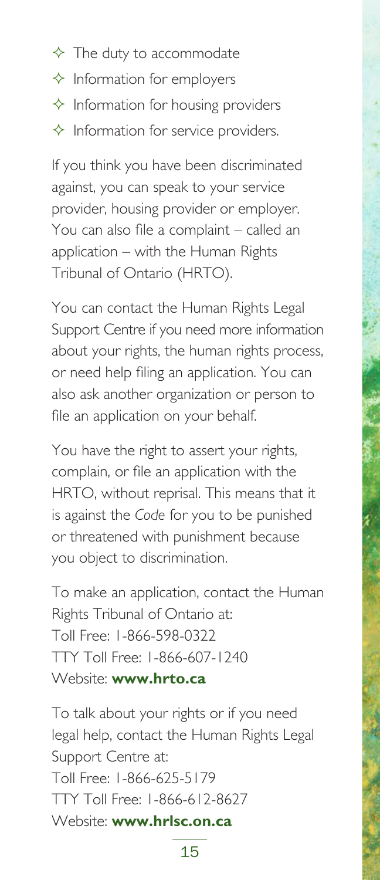- The duty to accommodate
- Information for employers
- Information for housing providers
- Information for service providers.

If you think you have been discriminated against, you can speak to your service provider, housing provider or employer. You can also file a complaint – called an application – with the Human Rights Tribunal of Ontario (HRTO).

You can contact the Human Rights Legal Support Centre if you need more information about your rights, the human rights process, or need help filing an application. You can also ask another organization or person to file an application on your behalf.

You have the right to assert your rights, complain, or file an application with the HRTO, without reprisal. This means that it is against the *Code* for you to be punished or threatened with punishment because you object to discrimination.

To make an application, contact the Human Rights Tribunal of Ontario at:
Toll Free: 1-866-598-0322
TTY Toll Free: 1-866-607-1240
Website: **www.hrto.ca**

To talk about your rights or if you need legal help, contact the Human Rights Legal Support Centre at:
Toll Free: 1-866-625-5179
TTY Toll Free: 1-866-612-8627
Website: **www.hrlsc.on.ca**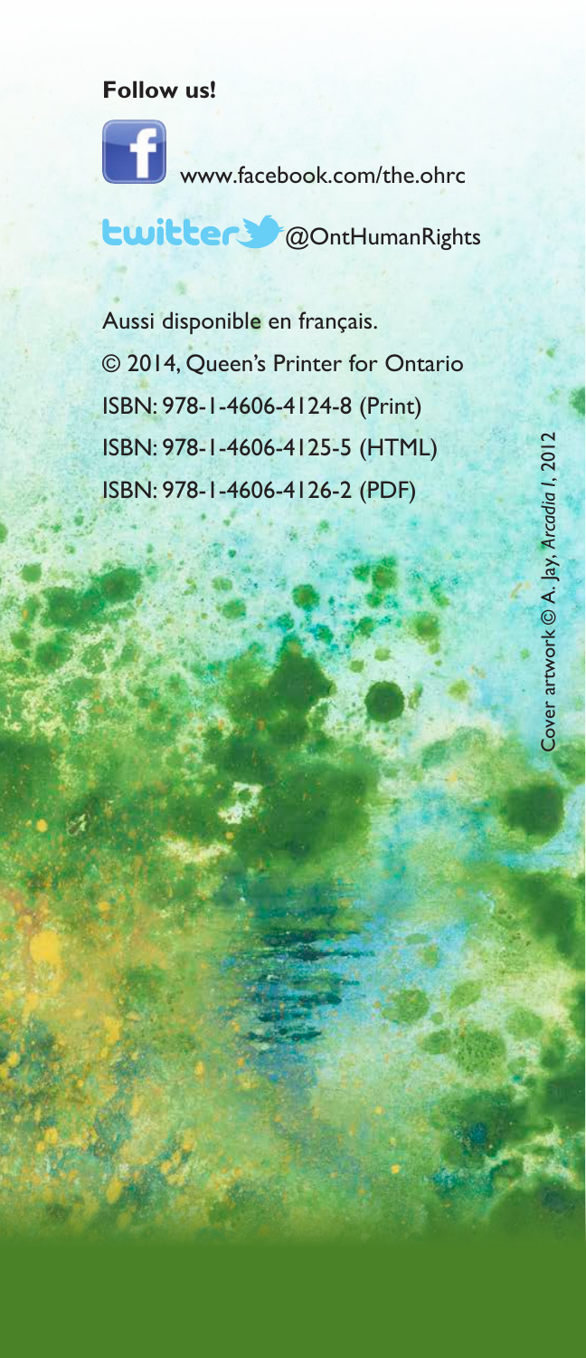**Follow us!**

www.facebook.com/the.ohrc

twitter @OntHumanRights

Aussi disponible en français.

© 2014, Queen's Printer for Ontario

ISBN: 978-1-4606-4124-8 (Print)

ISBN: 978-1-4606-4125-5 (HTML)

ISBN: 978-1-4606-4126-2 (PDF)

Cover artwork © A. Jay, *Arcadia I*, 2012